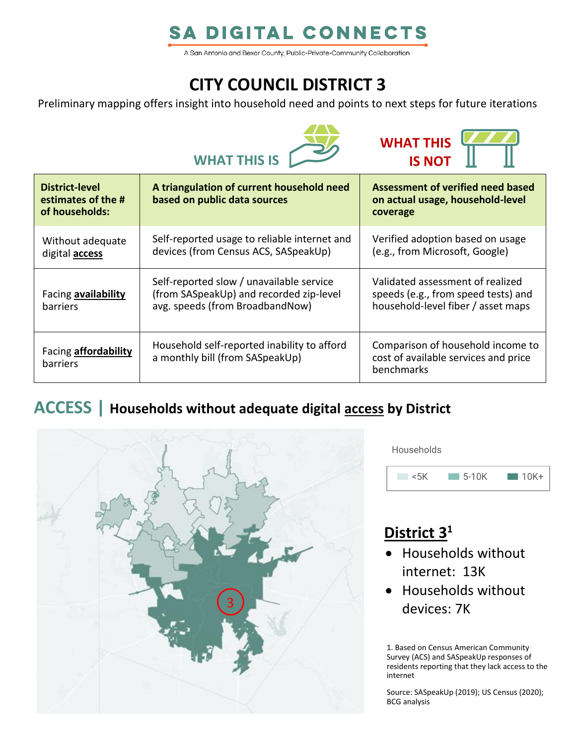# SA DIGITAL CONNECTS

A San Antonio and Bexar County, Public-Private-Community Collaboration

# CITY COUNCIL DISTRICT 3

Preliminary mapping offers insight into household need and points to next steps for future iterations

| District-level estimates of the # of households: | WHAT THIS IS<br>A triangulation of current household need based on public data sources | WHAT THIS IS NOT<br>Assessment of verified need based on actual usage, household-level coverage |
|---|---|---|
| Without adequate digital **access** | Self-reported usage to reliable internet and devices (from Census ACS, SASpeakUp) | Verified adoption based on usage (e.g., from Microsoft, Google) |
| Facing **availability** barriers | Self-reported slow / unavailable service (from SASpeakUp) and recorded zip-level avg. speeds (from BroadbandNow) | Validated assessment of realized speeds (e.g., from speed tests) and household-level fiber / asset maps |
| Facing **affordability** barriers | Household self-reported inability to afford a monthly bill (from SASpeakUp) | Comparison of household income to cost of available services and price benchmarks |

## ACCESS | Households without adequate digital access by District

Households

<5K | 5-10K | 10K+

### District 3[1]

- Households without internet: 13K
- Households without devices: 7K

1. Based on Census American Community Survey (ACS) and SASpeakUp responses of residents reporting that they lack access to the internet

Source: SASpeakUp (2019); US Census (2020); BCG analysis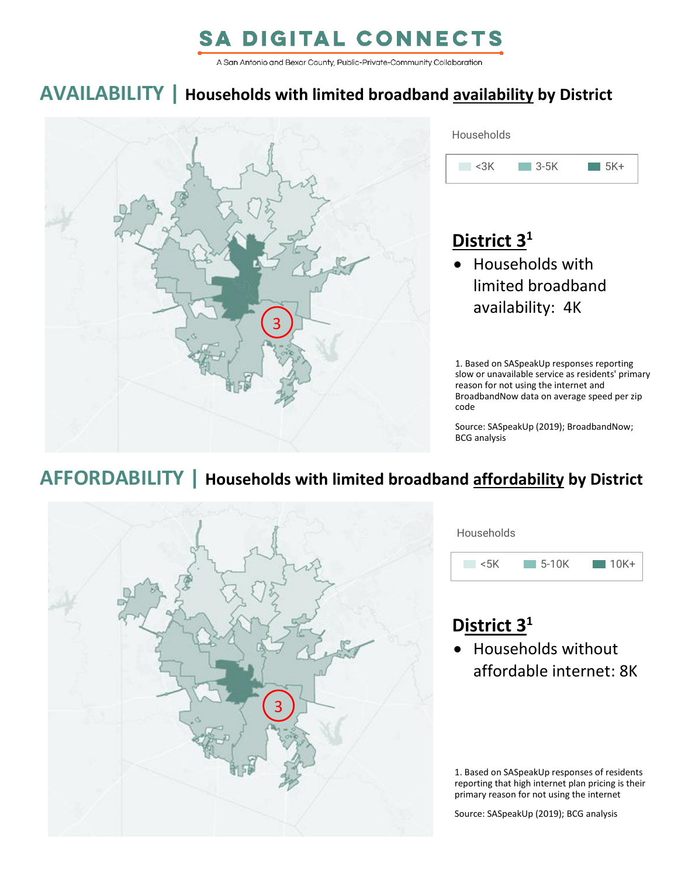# SA DIGITAL CONNECTS

A San Antonio and Bexar County, Public-Private-Community Collaboration

## AVAILABILITY | Households with limited broadband availability by District

3

Households

<3K
3-5K
5K+

### District 3[1]

- Households with limited broadband availability: 4K

1. Based on SASpeakUp responses reporting slow or unavailable service as residents' primary reason for not using the internet and BroadbandNow data on average speed per zip code

Source: SASpeakUp (2019); BroadbandNow; BCG analysis

## AFFORDABILITY | Households with limited broadband affordability by District

3

Households

<5K
5-10K
10K+

### District 3[1]

- Households without affordable internet: 8K

1. Based on SASpeakUp responses of residents reporting that high internet plan pricing is their primary reason for not using the internet

Source: SASpeakUp (2019); BCG analysis